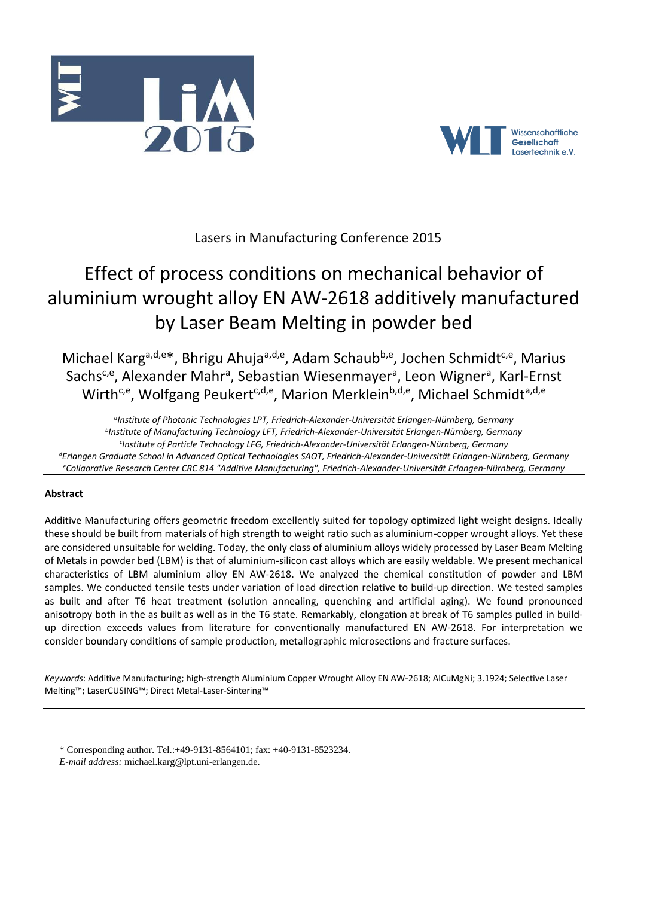Lasers in Manufacturing Conference 2015

# Effect of process conditions on mechanical behavior of aluminium wrought alloy EN AW-2618 additively manufactured by Laser Beam Melting in powder bed

Michael Karg[a,d,e]*, Bhrigu Ahuja[a,d,e], Adam Schaub[b,e], Jochen Schmidt[c,e], Marius Sachs[c,e], Alexander Mahr[a], Sebastian Wiesenmayer[a], Leon Wigner[a], Karl-Ernst Wirth[c,e], Wolfgang Peukert[c,d,e], Marion Merklein[b,d,e], Michael Schmidt[a,d,e]

*[a]Institute of Photonic Technologies LPT, Friedrich-Alexander-Universität Erlangen-Nürnberg, Germany*
*[b]Institute of Manufacturing Technology LFT, Friedrich-Alexander-Universität Erlangen-Nürnberg, Germany*
*[c]Institute of Particle Technology LFG, Friedrich-Alexander-Universität Erlangen-Nürnberg, Germany*
*[d]Erlangen Graduate School in Advanced Optical Technologies SAOT, Friedrich-Alexander-Universität Erlangen-Nürnberg, Germany*
*[e]Collaorative Research Center CRC 814 "Additive Manufacturing", Friedrich-Alexander-Universität Erlangen-Nürnberg, Germany*

**Abstract**

Additive Manufacturing offers geometric freedom excellently suited for topology optimized light weight designs. Ideally these should be built from materials of high strength to weight ratio such as aluminium-copper wrought alloys. Yet these are considered unsuitable for welding. Today, the only class of aluminium alloys widely processed by Laser Beam Melting of Metals in powder bed (LBM) is that of aluminium-silicon cast alloys which are easily weldable. We present mechanical characteristics of LBM aluminium alloy EN AW-2618. We analyzed the chemical constitution of powder and LBM samples. We conducted tensile tests under variation of load direction relative to build-up direction. We tested samples as built and after T6 heat treatment (solution annealing, quenching and artificial aging). We found pronounced anisotropy both in the as built as well as in the T6 state. Remarkably, elongation at break of T6 samples pulled in build-up direction exceeds values from literature for conventionally manufactured EN AW-2618. For interpretation we consider boundary conditions of sample production, metallographic microsections and fracture surfaces.

*Keywords*: Additive Manufacturing; high-strength Aluminium Copper Wrought Alloy EN AW-2618; AlCuMgNi; 3.1924; Selective Laser Melting™; LaserCUSING™; Direct Metal-Laser-Sintering™

---

\* Corresponding author. Tel.:+49-9131-8564101; fax: +40-9131-8523234.
*E-mail address:* michael.karg@lpt.uni-erlangen.de.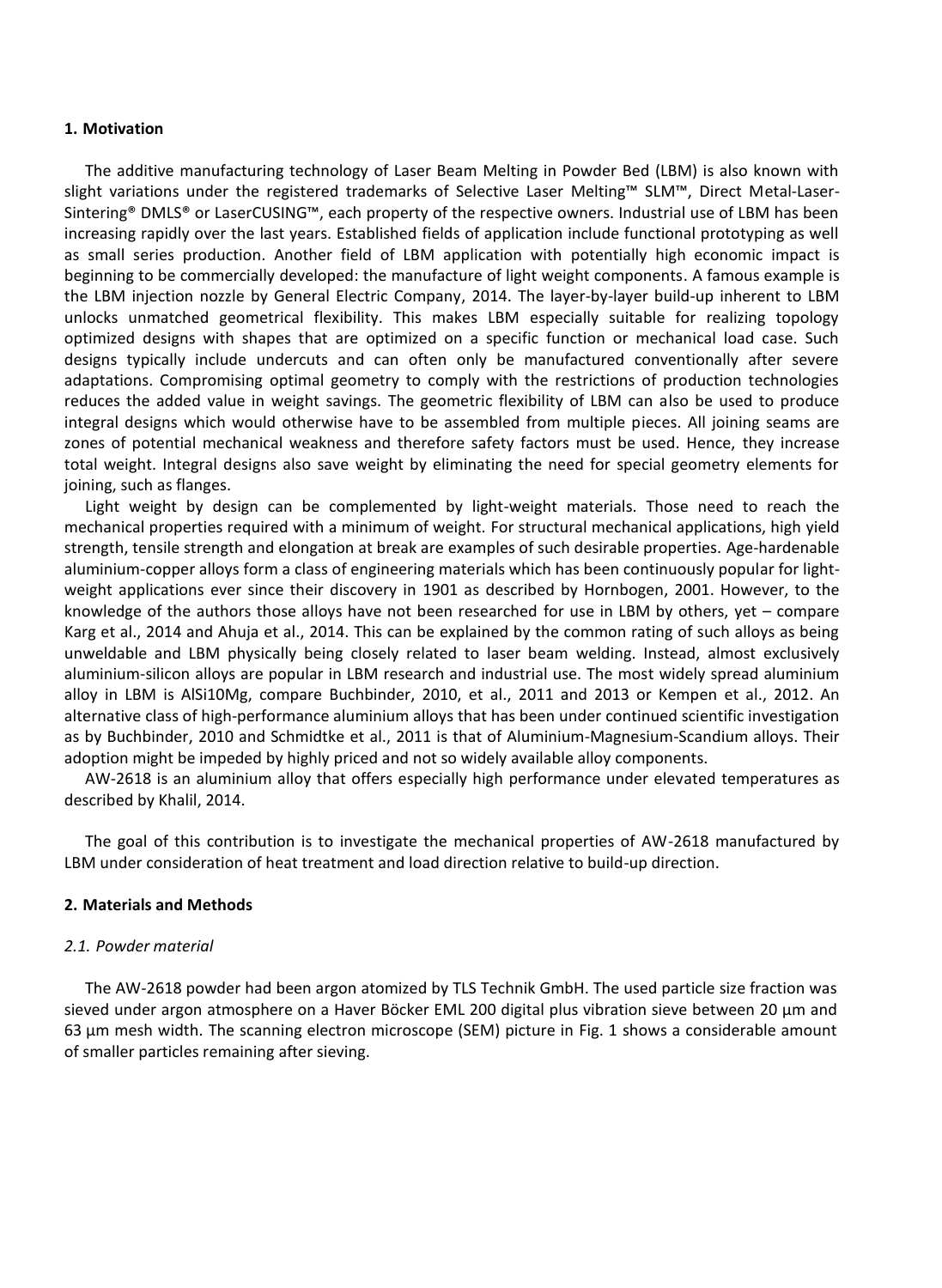## 1. Motivation

The additive manufacturing technology of Laser Beam Melting in Powder Bed (LBM) is also known with slight variations under the registered trademarks of Selective Laser Melting™ SLM™, Direct Metal-Laser-Sintering® DMLS® or LaserCUSING™, each property of the respective owners. Industrial use of LBM has been increasing rapidly over the last years. Established fields of application include functional prototyping as well as small series production. Another field of LBM application with potentially high economic impact is beginning to be commercially developed: the manufacture of light weight components. A famous example is the LBM injection nozzle by General Electric Company, 2014. The layer-by-layer build-up inherent to LBM unlocks unmatched geometrical flexibility. This makes LBM especially suitable for realizing topology optimized designs with shapes that are optimized on a specific function or mechanical load case. Such designs typically include undercuts and can often only be manufactured conventionally after severe adaptations. Compromising optimal geometry to comply with the restrictions of production technologies reduces the added value in weight savings. The geometric flexibility of LBM can also be used to produce integral designs which would otherwise have to be assembled from multiple pieces. All joining seams are zones of potential mechanical weakness and therefore safety factors must be used. Hence, they increase total weight. Integral designs also save weight by eliminating the need for special geometry elements for joining, such as flanges.

Light weight by design can be complemented by light-weight materials. Those need to reach the mechanical properties required with a minimum of weight. For structural mechanical applications, high yield strength, tensile strength and elongation at break are examples of such desirable properties. Age-hardenable aluminium-copper alloys form a class of engineering materials which has been continuously popular for light-weight applications ever since their discovery in 1901 as described by Hornbogen, 2001. However, to the knowledge of the authors those alloys have not been researched for use in LBM by others, yet – compare Karg et al., 2014 and Ahuja et al., 2014. This can be explained by the common rating of such alloys as being unweldable and LBM physically being closely related to laser beam welding. Instead, almost exclusively aluminium-silicon alloys are popular in LBM research and industrial use. The most widely spread aluminium alloy in LBM is AlSi10Mg, compare Buchbinder, 2010, et al., 2011 and 2013 or Kempen et al., 2012. An alternative class of high-performance aluminium alloys that has been under continued scientific investigation as by Buchbinder, 2010 and Schmidtke et al., 2011 is that of Aluminium-Magnesium-Scandium alloys. Their adoption might be impeded by highly priced and not so widely available alloy components.

AW-2618 is an aluminium alloy that offers especially high performance under elevated temperatures as described by Khalil, 2014.

The goal of this contribution is to investigate the mechanical properties of AW-2618 manufactured by LBM under consideration of heat treatment and load direction relative to build-up direction.

## 2. Materials and Methods

### *2.1. Powder material*

The AW-2618 powder had been argon atomized by TLS Technik GmbH. The used particle size fraction was sieved under argon atmosphere on a Haver Böcker EML 200 digital plus vibration sieve between 20 µm and 63 µm mesh width. The scanning electron microscope (SEM) picture in Fig. 1 shows a considerable amount of smaller particles remaining after sieving.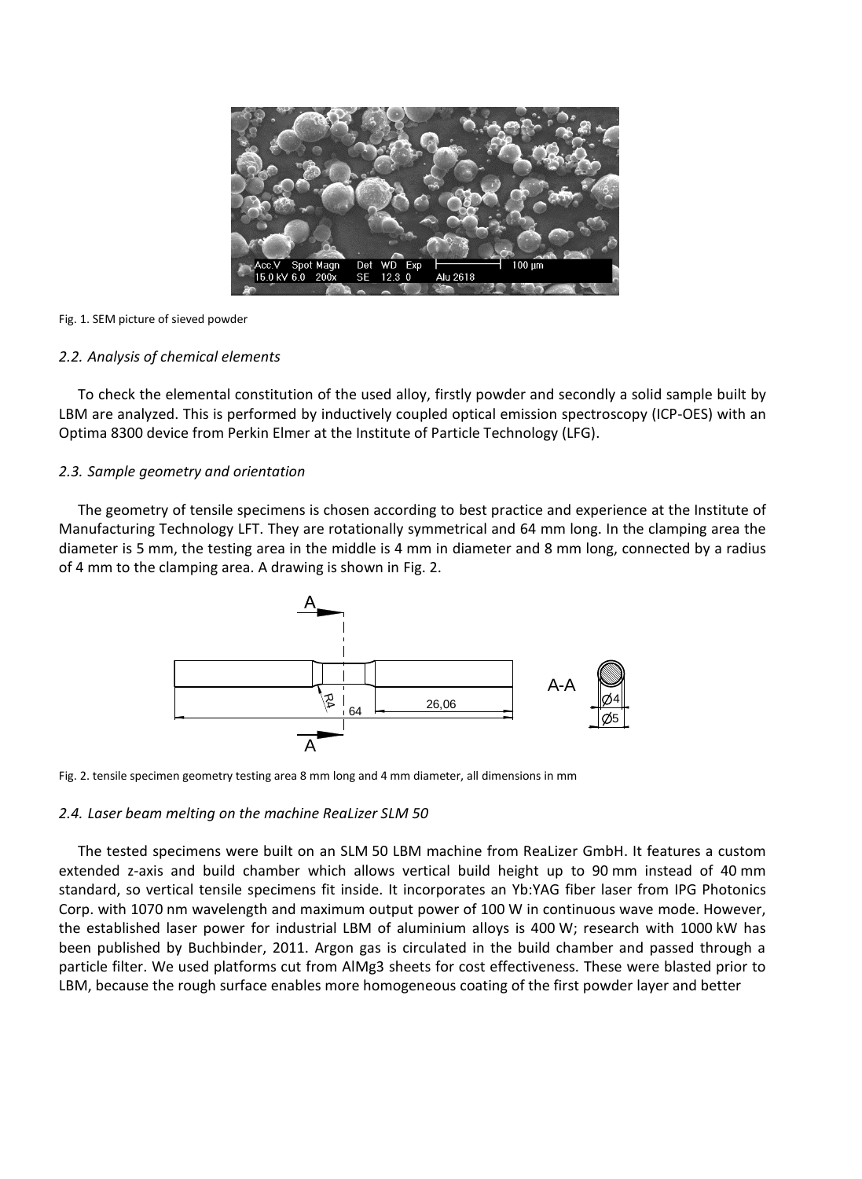Fig. 1. SEM picture of sieved powder

### 2.2. Analysis of chemical elements

To check the elemental constitution of the used alloy, firstly powder and secondly a solid sample built by LBM are analyzed. This is performed by inductively coupled optical emission spectroscopy (ICP-OES) with an Optima 8300 device from Perkin Elmer at the Institute of Particle Technology (LFG).

### 2.3. Sample geometry and orientation

The geometry of tensile specimens is chosen according to best practice and experience at the Institute of Manufacturing Technology LFT. They are rotationally symmetrical and 64 mm long. In the clamping area the diameter is 5 mm, the testing area in the middle is 4 mm in diameter and 8 mm long, connected by a radius of 4 mm to the clamping area. A drawing is shown in Fig. 2.

Fig. 2. tensile specimen geometry testing area 8 mm long and 4 mm diameter, all dimensions in mm

### 2.4. Laser beam melting on the machine ReaLizer SLM 50

The tested specimens were built on an SLM 50 LBM machine from ReaLizer GmbH. It features a custom extended z-axis and build chamber which allows vertical build height up to 90 mm instead of 40 mm standard, so vertical tensile specimens fit inside. It incorporates an Yb:YAG fiber laser from IPG Photonics Corp. with 1070 nm wavelength and maximum output power of 100 W in continuous wave mode. However, the established laser power for industrial LBM of aluminium alloys is 400 W; research with 1000 kW has been published by Buchbinder, 2011. Argon gas is circulated in the build chamber and passed through a particle filter. We used platforms cut from AlMg3 sheets for cost effectiveness. These were blasted prior to LBM, because the rough surface enables more homogeneous coating of the first powder layer and better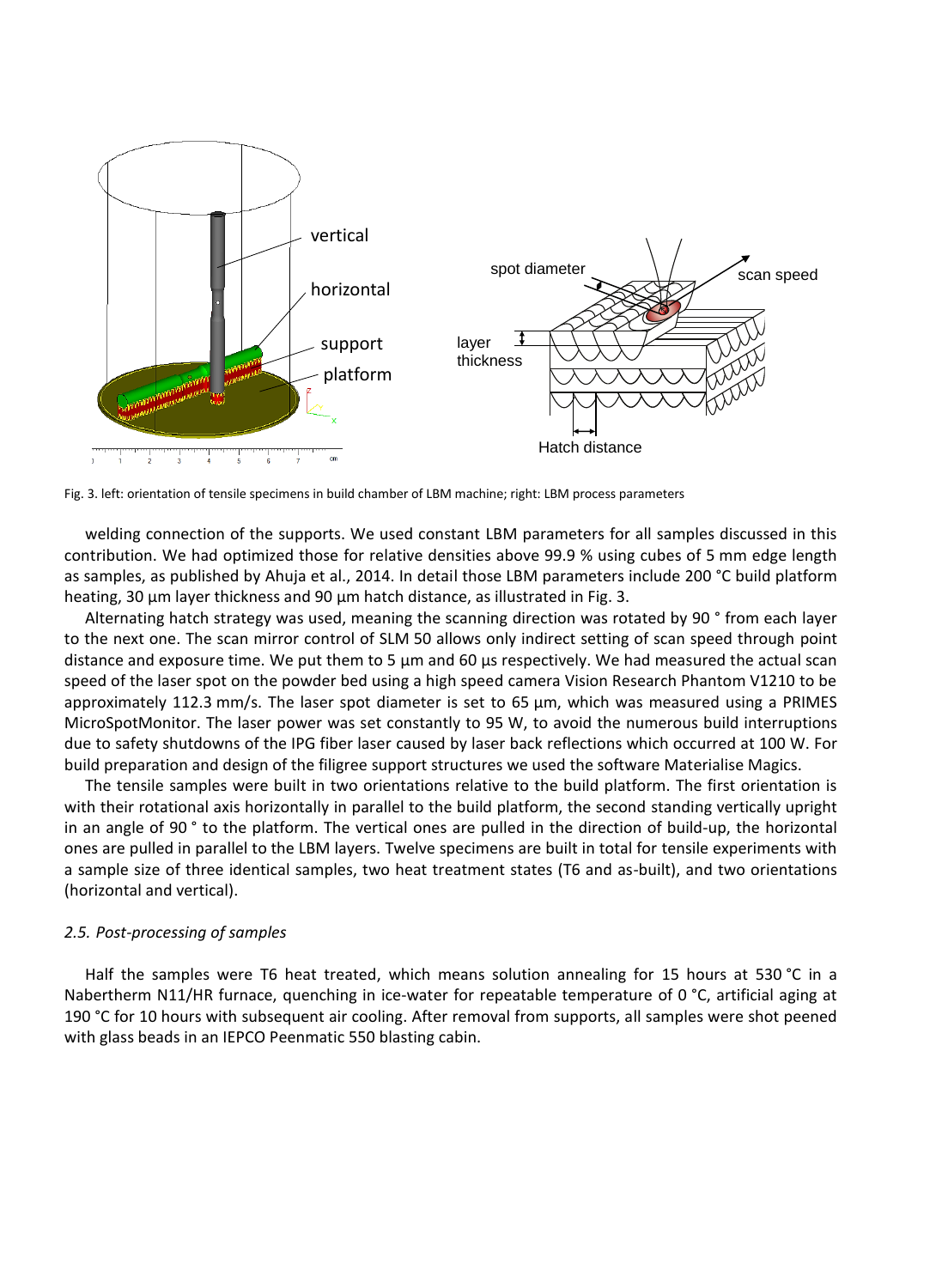Fig. 3. left: orientation of tensile specimens in build chamber of LBM machine; right: LBM process parameters

welding connection of the supports. We used constant LBM parameters for all samples discussed in this contribution. We had optimized those for relative densities above 99.9 % using cubes of 5 mm edge length as samples, as published by Ahuja et al., 2014. In detail those LBM parameters include 200 °C build platform heating, 30 µm layer thickness and 90 µm hatch distance, as illustrated in Fig. 3.

Alternating hatch strategy was used, meaning the scanning direction was rotated by 90 ° from each layer to the next one. The scan mirror control of SLM 50 allows only indirect setting of scan speed through point distance and exposure time. We put them to 5 µm and 60 µs respectively. We had measured the actual scan speed of the laser spot on the powder bed using a high speed camera Vision Research Phantom V1210 to be approximately 112.3 mm/s. The laser spot diameter is set to 65 µm, which was measured using a PRIMES MicroSpotMonitor. The laser power was set constantly to 95 W, to avoid the numerous build interruptions due to safety shutdowns of the IPG fiber laser caused by laser back reflections which occurred at 100 W. For build preparation and design of the filigree support structures we used the software Materialise Magics.

The tensile samples were built in two orientations relative to the build platform. The first orientation is with their rotational axis horizontally in parallel to the build platform, the second standing vertically upright in an angle of 90 ° to the platform. The vertical ones are pulled in the direction of build-up, the horizontal ones are pulled in parallel to the LBM layers. Twelve specimens are built in total for tensile experiments with a sample size of three identical samples, two heat treatment states (T6 and as-built), and two orientations (horizontal and vertical).

### *2.5. Post-processing of samples*

Half the samples were T6 heat treated, which means solution annealing for 15 hours at 530 °C in a Nabertherm N11/HR furnace, quenching in ice-water for repeatable temperature of 0 °C, artificial aging at 190 °C for 10 hours with subsequent air cooling. After removal from supports, all samples were shot peened with glass beads in an IEPCO Peenmatic 550 blasting cabin.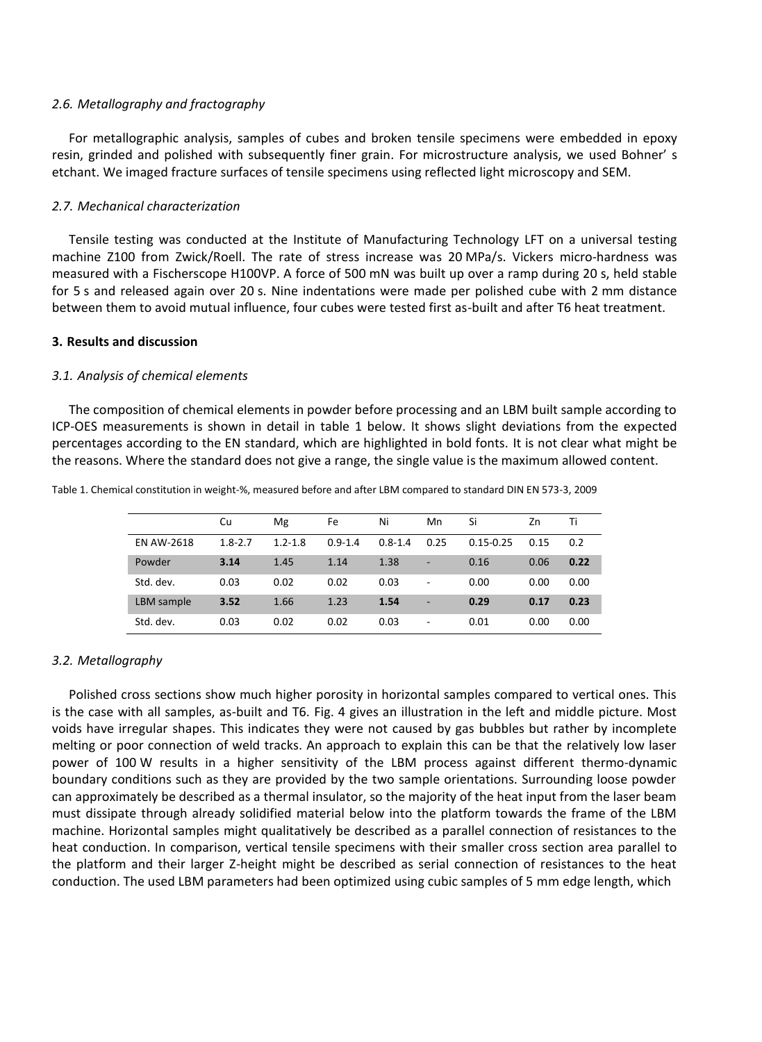### *2.6. Metallography and fractography*

For metallographic analysis, samples of cubes and broken tensile specimens were embedded in epoxy resin, grinded and polished with subsequently finer grain. For microstructure analysis, we used Bohner' s etchant. We imaged fracture surfaces of tensile specimens using reflected light microscopy and SEM.

### *2.7. Mechanical characterization*

Tensile testing was conducted at the Institute of Manufacturing Technology LFT on a universal testing machine Z100 from Zwick/Roell. The rate of stress increase was 20 MPa/s. Vickers micro-hardness was measured with a Fischerscope H100VP. A force of 500 mN was built up over a ramp during 20 s, held stable for 5 s and released again over 20 s. Nine indentations were made per polished cube with 2 mm distance between them to avoid mutual influence, four cubes were tested first as-built and after T6 heat treatment.

## 3. Results and discussion

### *3.1. Analysis of chemical elements*

The composition of chemical elements in powder before processing and an LBM built sample according to ICP-OES measurements is shown in detail in table 1 below. It shows slight deviations from the expected percentages according to the EN standard, which are highlighted in bold fonts. It is not clear what might be the reasons. Where the standard does not give a range, the single value is the maximum allowed content.

Table 1. Chemical constitution in weight-%, measured before and after LBM compared to standard DIN EN 573-3, 2009

| | Cu | Mg | Fe | Ni | Mn | Si | Zn | Ti |
|---|---|---|---|---|---|---|---|---|
| EN AW-2618 | 1.8-2.7 | 1.2-1.8 | 0.9-1.4 | 0.8-1.4 | 0.25 | 0.15-0.25 | 0.15 | 0.2 |
| Powder | **3.14** | 1.45 | 1.14 | 1.38 | - | 0.16 | 0.06 | **0.22** |
| Std. dev. | 0.03 | 0.02 | 0.02 | 0.03 | - | 0.00 | 0.00 | 0.00 |
| LBM sample | **3.52** | 1.66 | 1.23 | **1.54** | - | **0.29** | **0.17** | **0.23** |
| Std. dev. | 0.03 | 0.02 | 0.02 | 0.03 | - | 0.01 | 0.00 | 0.00 |

### *3.2. Metallography*

Polished cross sections show much higher porosity in horizontal samples compared to vertical ones. This is the case with all samples, as-built and T6. Fig. 4 gives an illustration in the left and middle picture. Most voids have irregular shapes. This indicates they were not caused by gas bubbles but rather by incomplete melting or poor connection of weld tracks. An approach to explain this can be that the relatively low laser power of 100 W results in a higher sensitivity of the LBM process against different thermo-dynamic boundary conditions such as they are provided by the two sample orientations. Surrounding loose powder can approximately be described as a thermal insulator, so the majority of the heat input from the laser beam must dissipate through already solidified material below into the platform towards the frame of the LBM machine. Horizontal samples might qualitatively be described as a parallel connection of resistances to the heat conduction. In comparison, vertical tensile specimens with their smaller cross section area parallel to the platform and their larger Z-height might be described as serial connection of resistances to the heat conduction. The used LBM parameters had been optimized using cubic samples of 5 mm edge length, which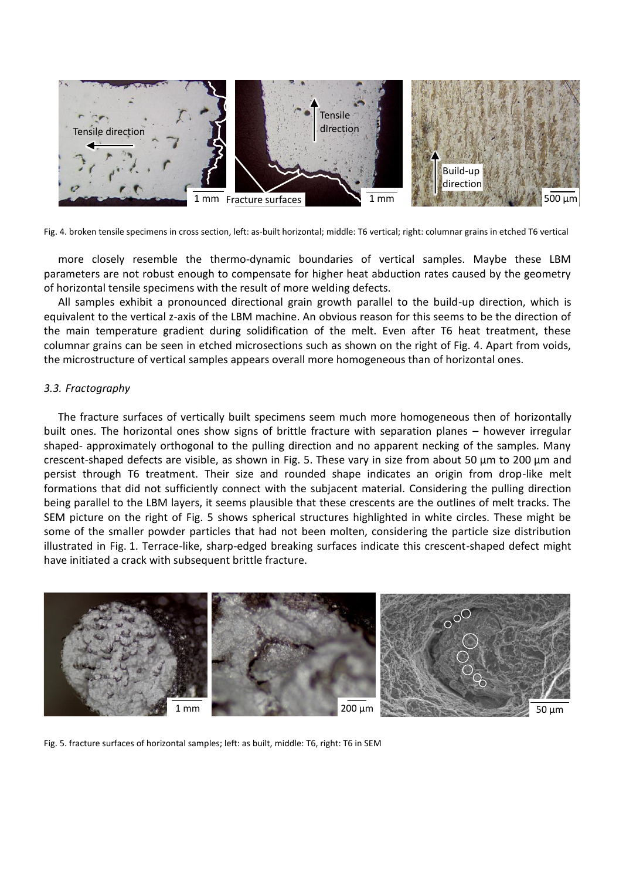Fig. 4. broken tensile specimens in cross section, left: as-built horizontal; middle: T6 vertical; right: columnar grains in etched T6 vertical

more closely resemble the thermo-dynamic boundaries of vertical samples. Maybe these LBM parameters are not robust enough to compensate for higher heat abduction rates caused by the geometry of horizontal tensile specimens with the result of more welding defects.

All samples exhibit a pronounced directional grain growth parallel to the build-up direction, which is equivalent to the vertical z-axis of the LBM machine. An obvious reason for this seems to be the direction of the main temperature gradient during solidification of the melt. Even after T6 heat treatment, these columnar grains can be seen in etched microsections such as shown on the right of Fig. 4. Apart from voids, the microstructure of vertical samples appears overall more homogeneous than of horizontal ones.

### *3.3. Fractography*

The fracture surfaces of vertically built specimens seem much more homogeneous then of horizontally built ones. The horizontal ones show signs of brittle fracture with separation planes – however irregular shaped- approximately orthogonal to the pulling direction and no apparent necking of the samples. Many crescent-shaped defects are visible, as shown in Fig. 5. These vary in size from about 50 µm to 200 µm and persist through T6 treatment. Their size and rounded shape indicates an origin from drop-like melt formations that did not sufficiently connect with the subjacent material. Considering the pulling direction being parallel to the LBM layers, it seems plausible that these crescents are the outlines of melt tracks. The SEM picture on the right of Fig. 5 shows spherical structures highlighted in white circles. These might be some of the smaller powder particles that had not been molten, considering the particle size distribution illustrated in Fig. 1. Terrace-like, sharp-edged breaking surfaces indicate this crescent-shaped defect might have initiated a crack with subsequent brittle fracture.

Fig. 5. fracture surfaces of horizontal samples; left: as built, middle: T6, right: T6 in SEM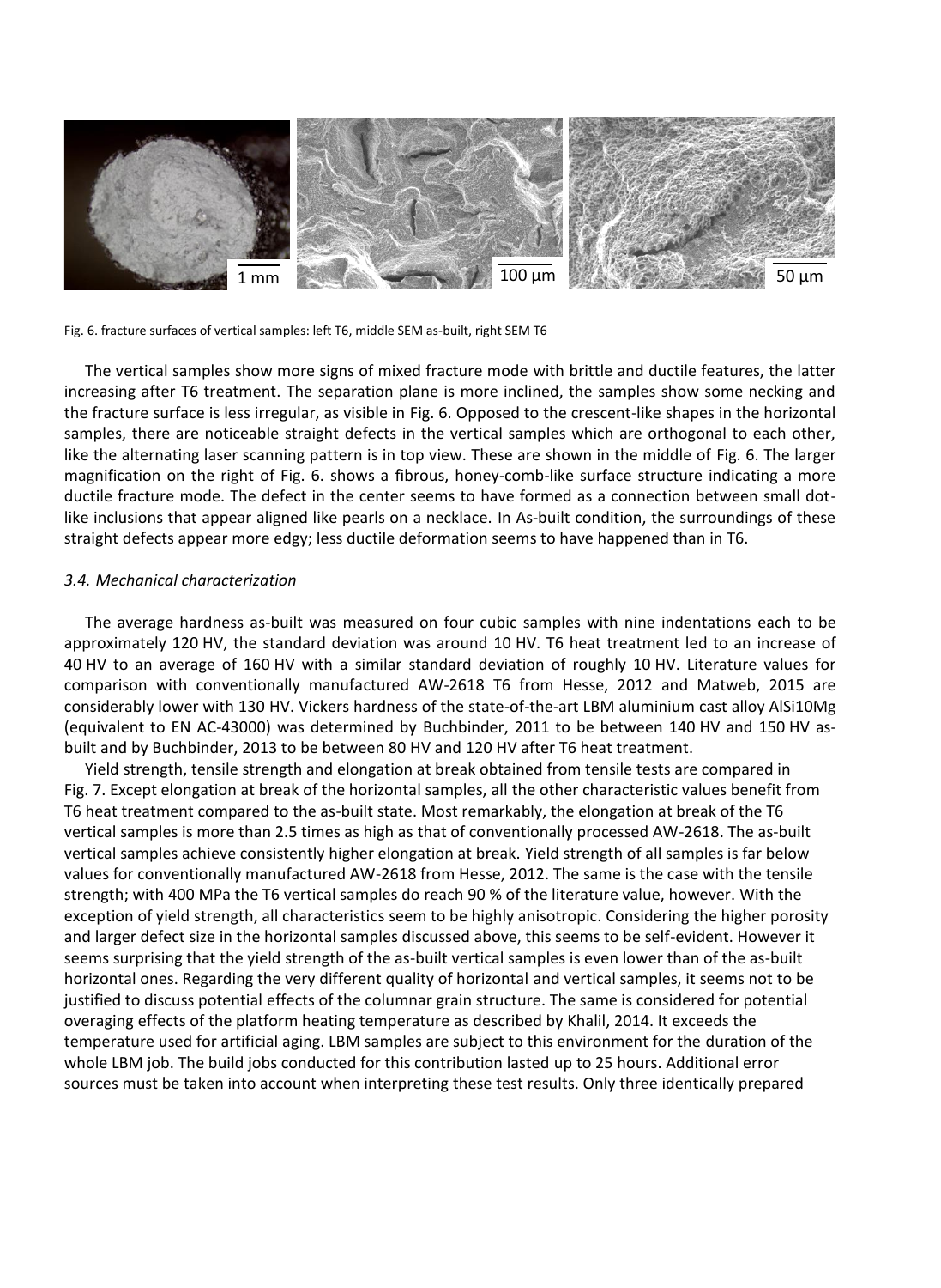Fig. 6. fracture surfaces of vertical samples: left T6, middle SEM as-built, right SEM T6

The vertical samples show more signs of mixed fracture mode with brittle and ductile features, the latter increasing after T6 treatment. The separation plane is more inclined, the samples show some necking and the fracture surface is less irregular, as visible in Fig. 6. Opposed to the crescent-like shapes in the horizontal samples, there are noticeable straight defects in the vertical samples which are orthogonal to each other, like the alternating laser scanning pattern is in top view. These are shown in the middle of Fig. 6. The larger magnification on the right of Fig. 6. shows a fibrous, honey-comb-like surface structure indicating a more ductile fracture mode. The defect in the center seems to have formed as a connection between small dot-like inclusions that appear aligned like pearls on a necklace. In As-built condition, the surroundings of these straight defects appear more edgy; less ductile deformation seems to have happened than in T6.

### *3.4. Mechanical characterization*

The average hardness as-built was measured on four cubic samples with nine indentations each to be approximately 120 HV, the standard deviation was around 10 HV. T6 heat treatment led to an increase of 40 HV to an average of 160 HV with a similar standard deviation of roughly 10 HV. Literature values for comparison with conventionally manufactured AW-2618 T6 from Hesse, 2012 and Matweb, 2015 are considerably lower with 130 HV. Vickers hardness of the state-of-the-art LBM aluminium cast alloy AlSi10Mg (equivalent to EN AC-43000) was determined by Buchbinder, 2011 to be between 140 HV and 150 HV as-built and by Buchbinder, 2013 to be between 80 HV and 120 HV after T6 heat treatment.

Yield strength, tensile strength and elongation at break obtained from tensile tests are compared in Fig. 7. Except elongation at break of the horizontal samples, all the other characteristic values benefit from T6 heat treatment compared to the as-built state. Most remarkably, the elongation at break of the T6 vertical samples is more than 2.5 times as high as that of conventionally processed AW-2618. The as-built vertical samples achieve consistently higher elongation at break. Yield strength of all samples is far below values for conventionally manufactured AW-2618 from Hesse, 2012. The same is the case with the tensile strength; with 400 MPa the T6 vertical samples do reach 90 % of the literature value, however. With the exception of yield strength, all characteristics seem to be highly anisotropic. Considering the higher porosity and larger defect size in the horizontal samples discussed above, this seems to be self-evident. However it seems surprising that the yield strength of the as-built vertical samples is even lower than of the as-built horizontal ones. Regarding the very different quality of horizontal and vertical samples, it seems not to be justified to discuss potential effects of the columnar grain structure. The same is considered for potential overaging effects of the platform heating temperature as described by Khalil, 2014. It exceeds the temperature used for artificial aging. LBM samples are subject to this environment for the duration of the whole LBM job. The build jobs conducted for this contribution lasted up to 25 hours. Additional error sources must be taken into account when interpreting these test results. Only three identically prepared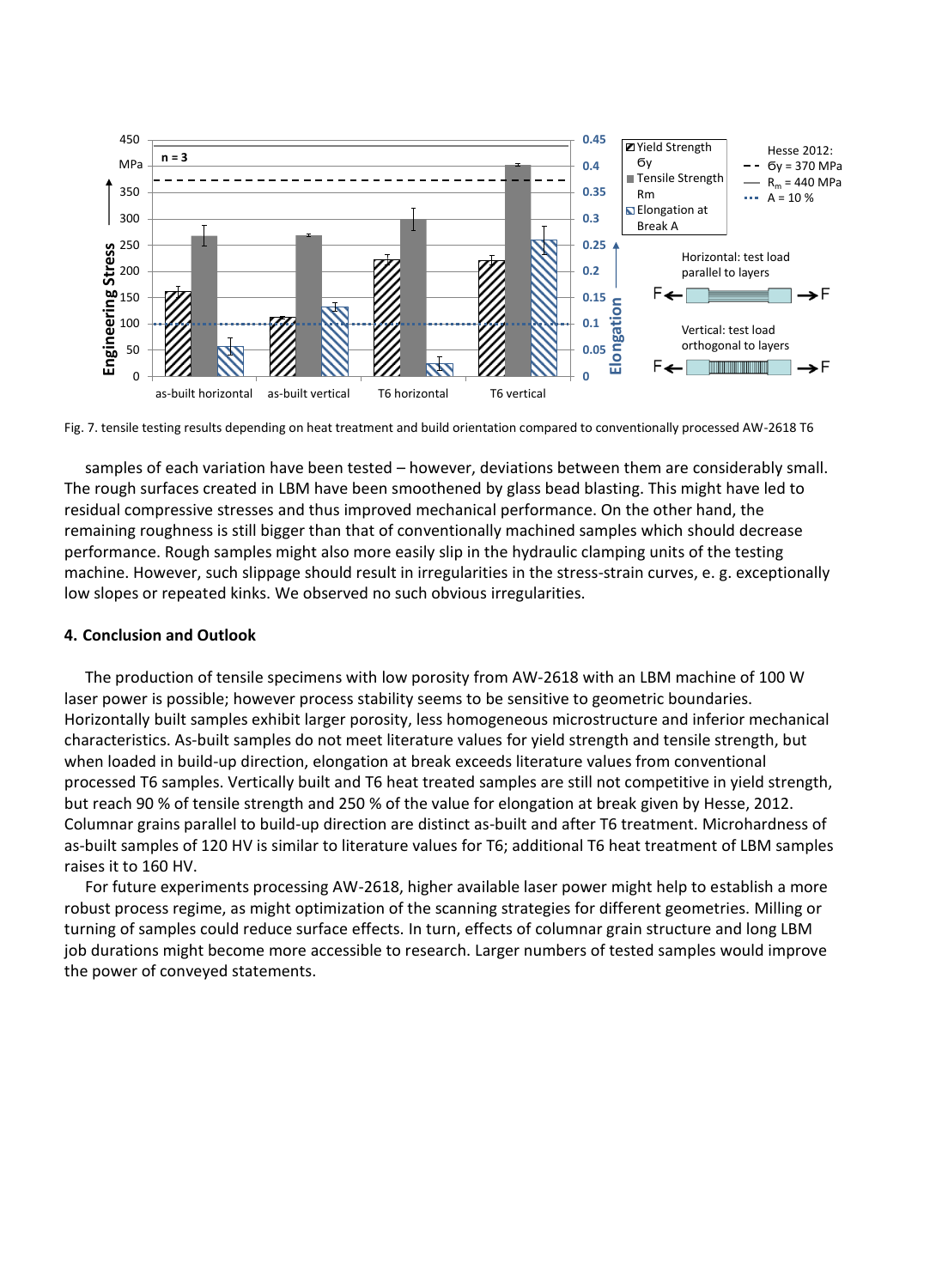Fig. 7. tensile testing results depending on heat treatment and build orientation compared to conventionally processed AW-2618 T6

samples of each variation have been tested – however, deviations between them are considerably small. The rough surfaces created in LBM have been smoothened by glass bead blasting. This might have led to residual compressive stresses and thus improved mechanical performance. On the other hand, the remaining roughness is still bigger than that of conventionally machined samples which should decrease performance. Rough samples might also more easily slip in the hydraulic clamping units of the testing machine. However, such slippage should result in irregularities in the stress-strain curves, e. g. exceptionally low slopes or repeated kinks. We observed no such obvious irregularities.

## 4. Conclusion and Outlook

The production of tensile specimens with low porosity from AW-2618 with an LBM machine of 100 W laser power is possible; however process stability seems to be sensitive to geometric boundaries. Horizontally built samples exhibit larger porosity, less homogeneous microstructure and inferior mechanical characteristics. As-built samples do not meet literature values for yield strength and tensile strength, but when loaded in build-up direction, elongation at break exceeds literature values from conventional processed T6 samples. Vertically built and T6 heat treated samples are still not competitive in yield strength, but reach 90 % of tensile strength and 250 % of the value for elongation at break given by Hesse, 2012. Columnar grains parallel to build-up direction are distinct as-built and after T6 treatment. Microhardness of as-built samples of 120 HV is similar to literature values for T6; additional T6 heat treatment of LBM samples raises it to 160 HV.

For future experiments processing AW-2618, higher available laser power might help to establish a more robust process regime, as might optimization of the scanning strategies for different geometries. Milling or turning of samples could reduce surface effects. In turn, effects of columnar grain structure and long LBM job durations might become more accessible to research. Larger numbers of tested samples would improve the power of conveyed statements.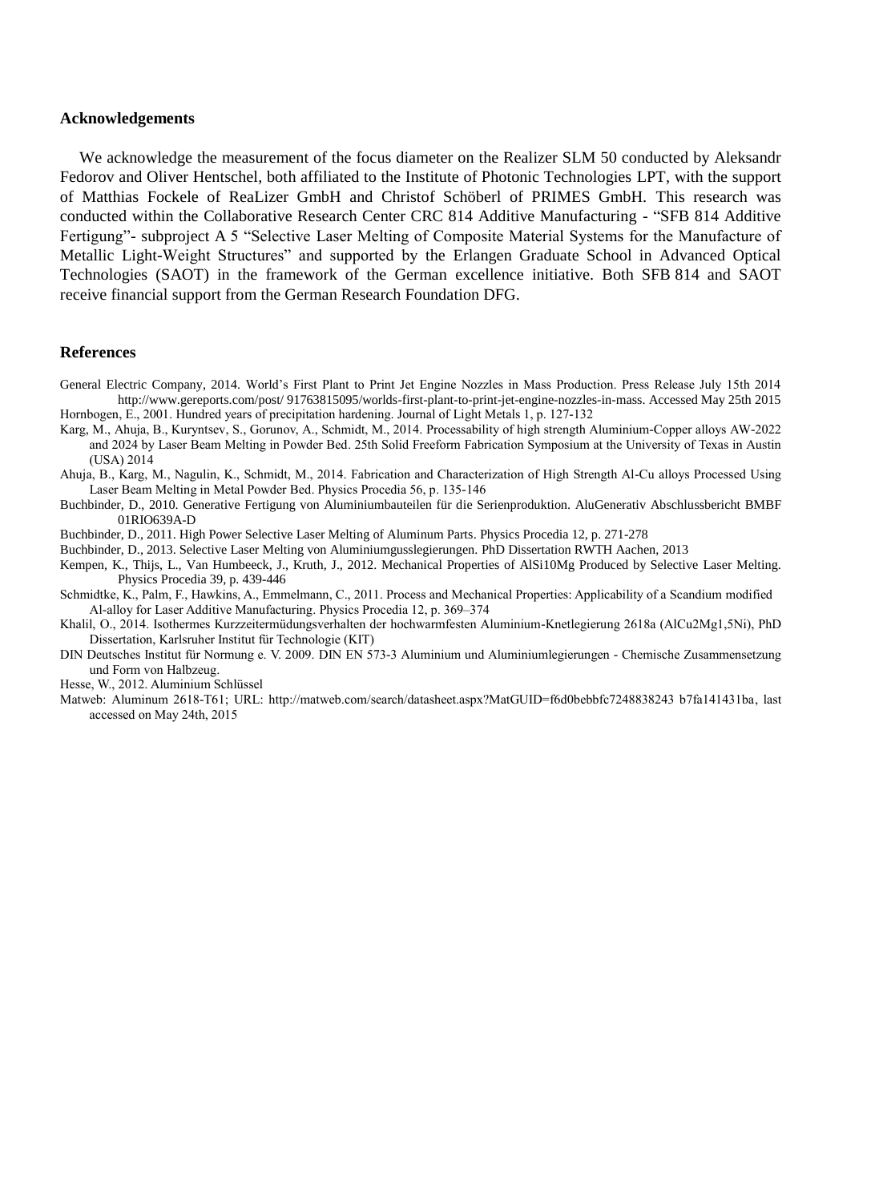## Acknowledgements

We acknowledge the measurement of the focus diameter on the Realizer SLM 50 conducted by Aleksandr Fedorov and Oliver Hentschel, both affiliated to the Institute of Photonic Technologies LPT, with the support of Matthias Fockele of ReaLizer GmbH and Christof Schöberl of PRIMES GmbH. This research was conducted within the Collaborative Research Center CRC 814 Additive Manufacturing - "SFB 814 Additive Fertigung"- subproject A 5 "Selective Laser Melting of Composite Material Systems for the Manufacture of Metallic Light-Weight Structures" and supported by the Erlangen Graduate School in Advanced Optical Technologies (SAOT) in the framework of the German excellence initiative. Both SFB 814 and SAOT receive financial support from the German Research Foundation DFG.

## References

General Electric Company, 2014. World's First Plant to Print Jet Engine Nozzles in Mass Production. Press Release July 15th 2014 http://www.gereports.com/post/ 91763815095/worlds-first-plant-to-print-jet-engine-nozzles-in-mass. Accessed May 25th 2015

Hornbogen, E., 2001. Hundred years of precipitation hardening. Journal of Light Metals 1, p. 127-132

Karg, M., Ahuja, B., Kuryntsev, S., Gorunov, A., Schmidt, M., 2014. Processability of high strength Aluminium-Copper alloys AW-2022 and 2024 by Laser Beam Melting in Powder Bed. 25th Solid Freeform Fabrication Symposium at the University of Texas in Austin (USA) 2014

Ahuja, B., Karg, M., Nagulin, K., Schmidt, M., 2014. Fabrication and Characterization of High Strength Al-Cu alloys Processed Using Laser Beam Melting in Metal Powder Bed. Physics Procedia 56, p. 135-146

Buchbinder, D., 2010. Generative Fertigung von Aluminiumbauteilen für die Serienproduktion. AluGenerativ Abschlussbericht BMBF 01RIO639A-D

Buchbinder, D., 2011. High Power Selective Laser Melting of Aluminum Parts. Physics Procedia 12, p. 271-278

Buchbinder, D., 2013. Selective Laser Melting von Aluminiumgusslegierungen. PhD Dissertation RWTH Aachen, 2013

Kempen, K., Thijs, L., Van Humbeeck, J., Kruth, J., 2012. Mechanical Properties of AlSi10Mg Produced by Selective Laser Melting. Physics Procedia 39, p. 439-446

Schmidtke, K., Palm, F., Hawkins, A., Emmelmann, C., 2011. Process and Mechanical Properties: Applicability of a Scandium modified Al-alloy for Laser Additive Manufacturing. Physics Procedia 12, p. 369–374

Khalil, O., 2014. Isothermes Kurzzeitermüdungsverhalten der hochwarmfesten Aluminium-Knetlegierung 2618a (AlCu2Mg1,5Ni), PhD Dissertation, Karlsruher Institut für Technologie (KIT)

DIN Deutsches Institut für Normung e. V. 2009. DIN EN 573-3 Aluminium und Aluminiumlegierungen - Chemische Zusammensetzung und Form von Halbzeug.

Hesse, W., 2012. Aluminium Schlüssel

Matweb: Aluminum 2618-T61; URL: http://matweb.com/search/datasheet.aspx?MatGUID=f6d0bebbfc7248838243 b7fa141431ba, last accessed on May 24th, 2015